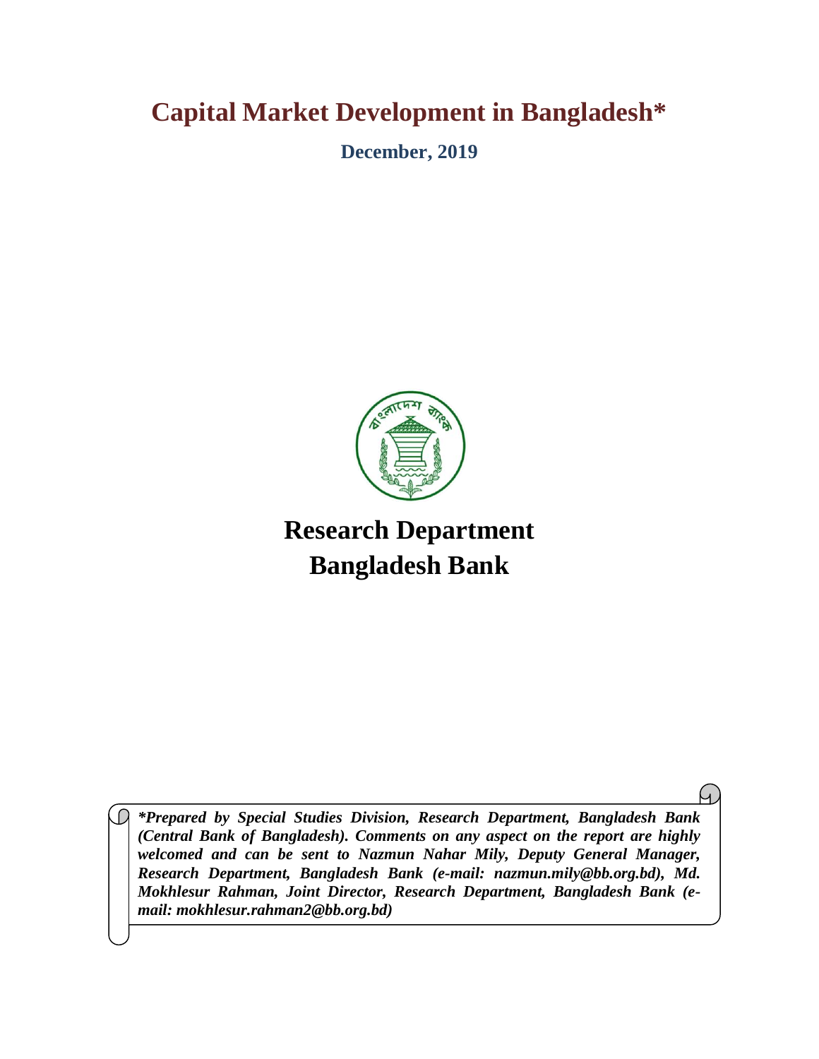# Capital Market Development in Bangladesh*

**December, 2019**

# Research Department
# Bangladesh Bank

***Prepared by Special Studies Division, Research Department, Bangladesh Bank (Central Bank of Bangladesh). Comments on any aspect on the report are highly welcomed and can be sent to Nazmun Nahar Mily, Deputy General Manager, Research Department, Bangladesh Bank (e-mail: nazmun.mily@bb.org.bd), Md. Mokhlesur Rahman, Joint Director, Research Department, Bangladesh Bank (e-mail: mokhlesur.rahman2@bb.org.bd)***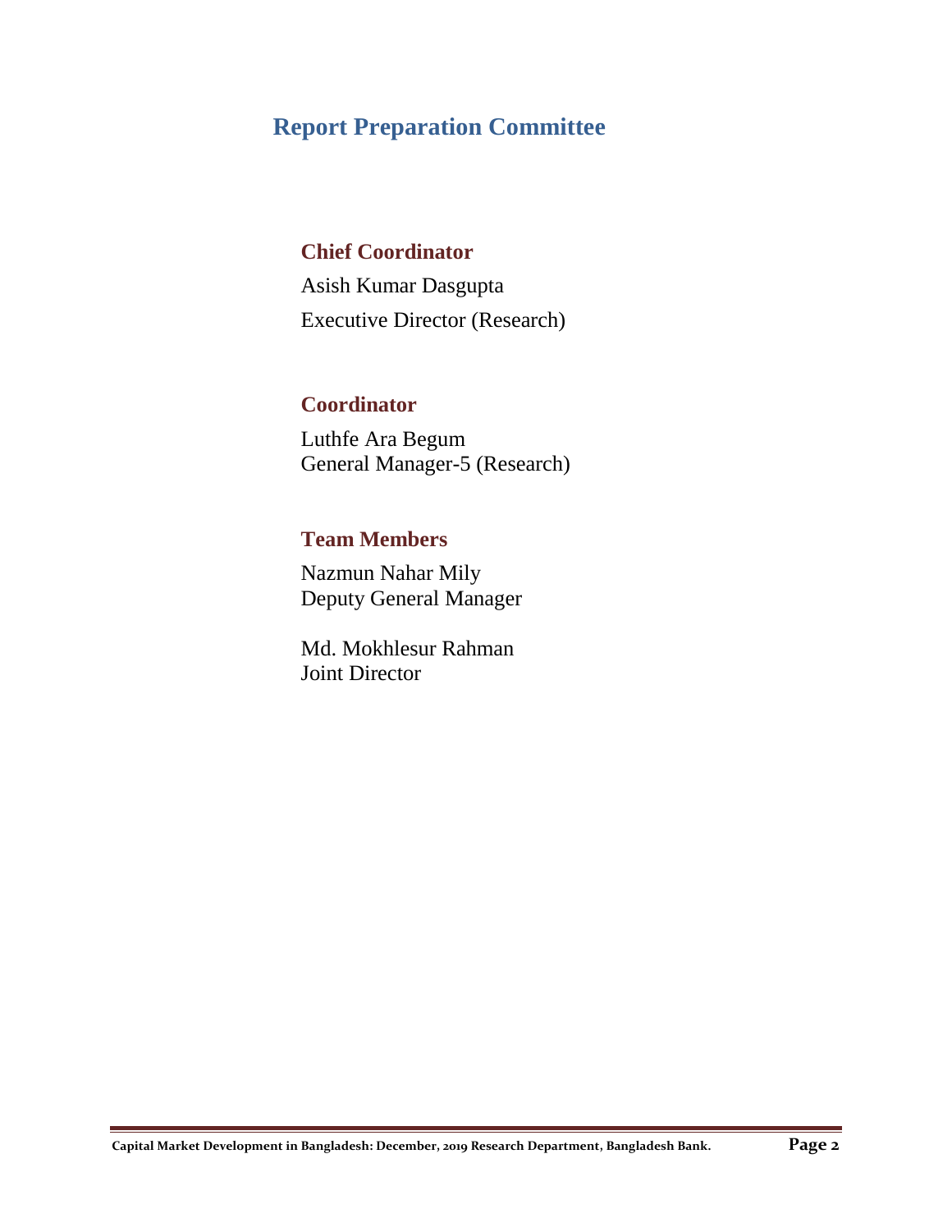# Report Preparation Committee

## Chief Coordinator

Asish Kumar Dasgupta
Executive Director (Research)

## Coordinator

Luthfe Ara Begum
General Manager-5 (Research)

## Team Members

Nazmun Nahar Mily
Deputy General Manager

Md. Mokhlesur Rahman
Joint Director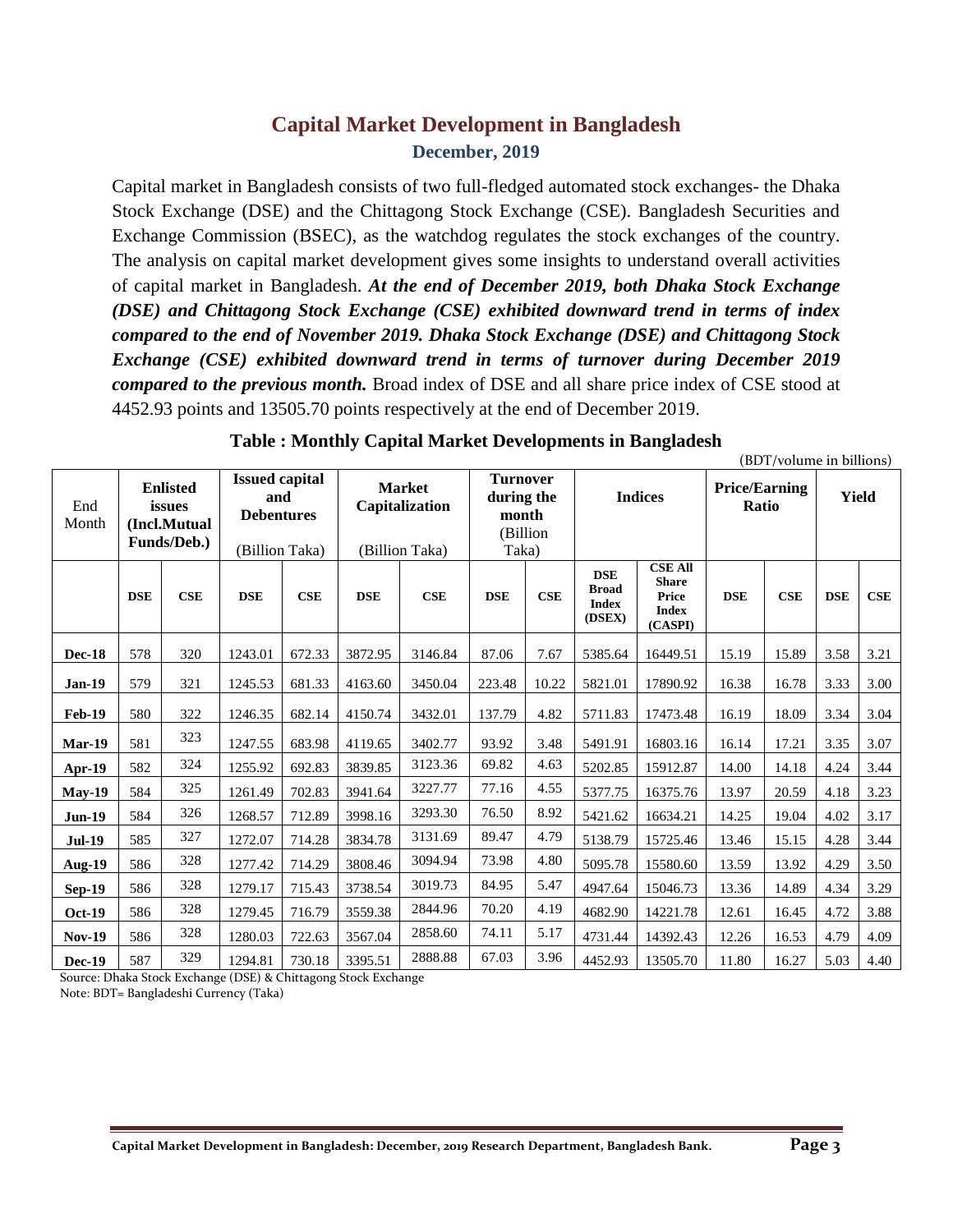# Capital Market Development in Bangladesh

## December, 2019

Capital market in Bangladesh consists of two full-fledged automated stock exchanges- the Dhaka Stock Exchange (DSE) and the Chittagong Stock Exchange (CSE). Bangladesh Securities and Exchange Commission (BSEC), as the watchdog regulates the stock exchanges of the country. The analysis on capital market development gives some insights to understand overall activities of capital market in Bangladesh. ***At the end of December 2019, both Dhaka Stock Exchange (DSE) and Chittagong Stock Exchange (CSE) exhibited downward trend in terms of index compared to the end of November 2019. Dhaka Stock Exchange (DSE) and Chittagong Stock Exchange (CSE) exhibited downward trend in terms of turnover during December 2019 compared to the previous month.*** Broad index of DSE and all share price index of CSE stood at 4452.93 points and 13505.70 points respectively at the end of December 2019.

**Table : Monthly Capital Market Developments in Bangladesh**

(BDT/volume in billions)

| End Month | Enlisted issues (Incl.Mutual Funds/Deb.) | | Issued capital and Debentures (Billion Taka) | | Market Capitalization (Billion Taka) | | Turnover during the month (Billion Taka) | | Indices | | Price/Earning Ratio | | Yield | |
|---|---|---|---|---|---|---|---|---|---|---|---|---|---|---|
| | **DSE** | **CSE** | **DSE** | **CSE** | **DSE** | **CSE** | **DSE** | **CSE** | **DSE Broad Index (DSEX)** | **CSE All Share Price Index (CASPI)** | **DSE** | **CSE** | **DSE** | **CSE** |
| **Dec-18** | 578 | 320 | 1243.01 | 672.33 | 3872.95 | 3146.84 | 87.06 | 7.67 | 5385.64 | 16449.51 | 15.19 | 15.89 | 3.58 | 3.21 |
| **Jan-19** | 579 | 321 | 1245.53 | 681.33 | 4163.60 | 3450.04 | 223.48 | 10.22 | 5821.01 | 17890.92 | 16.38 | 16.78 | 3.33 | 3.00 |
| **Feb-19** | 580 | 322 | 1246.35 | 682.14 | 4150.74 | 3432.01 | 137.79 | 4.82 | 5711.83 | 17473.48 | 16.19 | 18.09 | 3.34 | 3.04 |
| **Mar-19** | 581 | 323 | 1247.55 | 683.98 | 4119.65 | 3402.77 | 93.92 | 3.48 | 5491.91 | 16803.16 | 16.14 | 17.21 | 3.35 | 3.07 |
| **Apr-19** | 582 | 324 | 1255.92 | 692.83 | 3839.85 | 3123.36 | 69.82 | 4.63 | 5202.85 | 15912.87 | 14.00 | 14.18 | 4.24 | 3.44 |
| **May-19** | 584 | 325 | 1261.49 | 702.83 | 3941.64 | 3227.77 | 77.16 | 4.55 | 5377.75 | 16375.76 | 13.97 | 20.59 | 4.18 | 3.23 |
| **Jun-19** | 584 | 326 | 1268.57 | 712.89 | 3998.16 | 3293.30 | 76.50 | 8.92 | 5421.62 | 16634.21 | 14.25 | 19.04 | 4.02 | 3.17 |
| **Jul-19** | 585 | 327 | 1272.07 | 714.28 | 3834.78 | 3131.69 | 89.47 | 4.79 | 5138.79 | 15725.46 | 13.46 | 15.15 | 4.28 | 3.44 |
| **Aug-19** | 586 | 328 | 1277.42 | 714.29 | 3808.46 | 3094.94 | 73.98 | 4.80 | 5095.78 | 15580.60 | 13.59 | 13.92 | 4.29 | 3.50 |
| **Sep-19** | 586 | 328 | 1279.17 | 715.43 | 3738.54 | 3019.73 | 84.95 | 5.47 | 4947.64 | 15046.73 | 13.36 | 14.89 | 4.34 | 3.29 |
| **Oct-19** | 586 | 328 | 1279.45 | 716.79 | 3559.38 | 2844.96 | 70.20 | 4.19 | 4682.90 | 14221.78 | 12.61 | 16.45 | 4.72 | 3.88 |
| **Nov-19** | 586 | 328 | 1280.03 | 722.63 | 3567.04 | 2858.60 | 74.11 | 5.17 | 4731.44 | 14392.43 | 12.26 | 16.53 | 4.79 | 4.09 |
| **Dec-19** | 587 | 329 | 1294.81 | 730.18 | 3395.51 | 2888.88 | 67.03 | 3.96 | 4452.93 | 13505.70 | 11.80 | 16.27 | 5.03 | 4.40 |

Source: Dhaka Stock Exchange (DSE) & Chittagong Stock Exchange

Note: BDT= Bangladeshi Currency (Taka)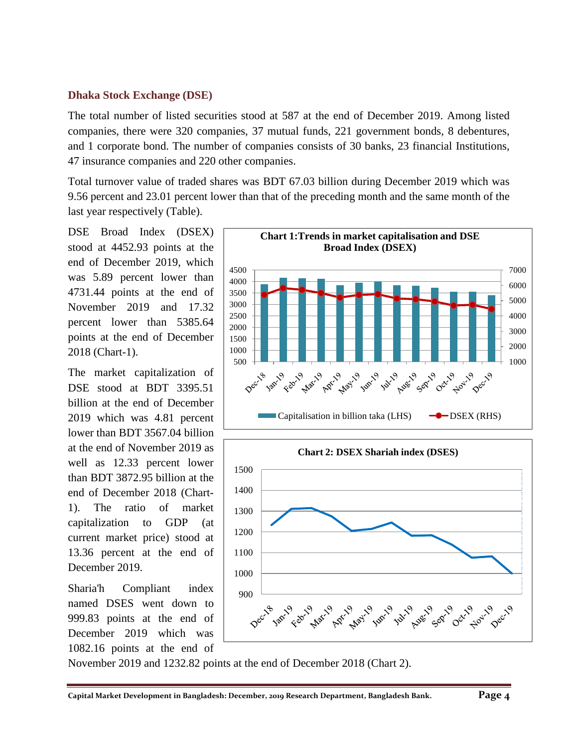### Dhaka Stock Exchange (DSE)

The total number of listed securities stood at 587 at the end of December 2019. Among listed companies, there were 320 companies, 37 mutual funds, 221 government bonds, 8 debentures, and 1 corporate bond. The number of companies consists of 30 banks, 23 financial Institutions, 47 insurance companies and 220 other companies.

Total turnover value of traded shares was BDT 67.03 billion during December 2019 which was 9.56 percent and 23.01 percent lower than that of the preceding month and the same month of the last year respectively (Table).

DSE Broad Index (DSEX) stood at 4452.93 points at the end of December 2019, which was 5.89 percent lower than 4731.44 points at the end of November 2019 and 17.32 percent lower than 5385.64 points at the end of December 2018 (Chart-1).

**Chart 1:Trends in market capitalisation and DSE Broad Index (DSEX)**

The market capitalization of DSE stood at BDT 3395.51 billion at the end of December 2019 which was 4.81 percent lower than BDT 3567.04 billion at the end of November 2019 as well as 12.33 percent lower than BDT 3872.95 billion at the end of December 2018 (Chart-1). The ratio of market capitalization to GDP (at current market price) stood at 13.36 percent at the end of December 2019.

**Chart 2: DSEX Shariah index (DSES)**

Sharia'h Compliant index named DSES went down to 999.83 points at the end of December 2019 which was 1082.16 points at the end of November 2019 and 1232.82 points at the end of December 2018 (Chart 2).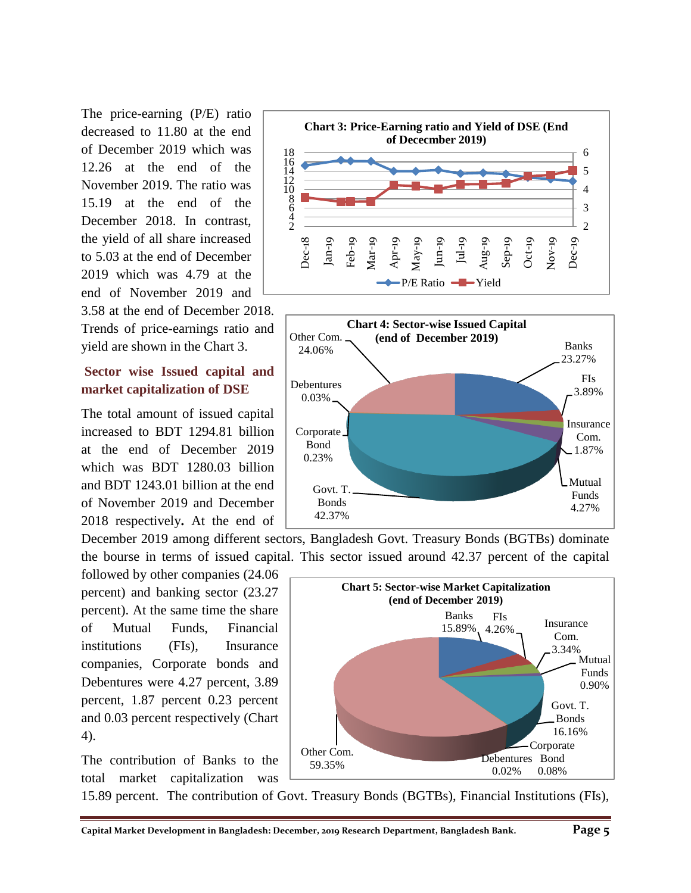The price-earning (P/E) ratio decreased to 11.80 at the end of December 2019 which was 12.26 at the end of the November 2019. The ratio was 15.19 at the end of the December 2018. In contrast, the yield of all share increased to 5.03 at the end of December 2019 which was 4.79 at the end of November 2019 and 3.58 at the end of December 2018. Trends of price-earnings ratio and yield are shown in the Chart 3.

**Chart 3: Price-Earning ratio and Yield of DSE (End of Dececmber 2019)**

**Sector wise Issued capital and market capitalization of DSE**

The total amount of issued capital increased to BDT 1294.81 billion at the end of December 2019 which was BDT 1280.03 billion and BDT 1243.01 billion at the end of November 2019 and December 2018 respectively**.** At the end of December 2019 among different sectors, Bangladesh Govt. Treasury Bonds (BGTBs) dominate the bourse in terms of issued capital. This sector issued around 42.37 percent of the capital followed by other companies (24.06 percent) and banking sector (23.27 percent). At the same time the share of Mutual Funds, Financial institutions (FIs), Insurance companies, Corporate bonds and Debentures were 4.27 percent, 3.89 percent, 1.87 percent 0.23 percent and 0.03 percent respectively (Chart 4).

**Chart 4: Sector-wise Issued Capital (end of December 2019)**

| Sector | Share |
|---|---|
| Banks | 23.27% |
| FIs | 3.89% |
| Insurance Com. | 1.87% |
| Mutual Funds | 4.27% |
| Govt. T. Bonds | 42.37% |
| Corporate Bond | 0.23% |
| Debentures | 0.03% |
| Other Com. | 24.06% |

**Chart 5: Sector-wise Market Capitalization (end of December 2019)**

| Sector | Share |
|---|---|
| Banks | 15.89% |
| FIs | 4.26% |
| Insurance Com. | 3.34% |
| Mutual Funds | 0.90% |
| Govt. T. Bonds | 16.16% |
| Corporate Bond | 0.08% |
| Debentures | 0.02% |
| Other Com. | 59.35% |

The contribution of Banks to the total market capitalization was 15.89 percent. The contribution of Govt. Treasury Bonds (BGTBs), Financial Institutions (FIs),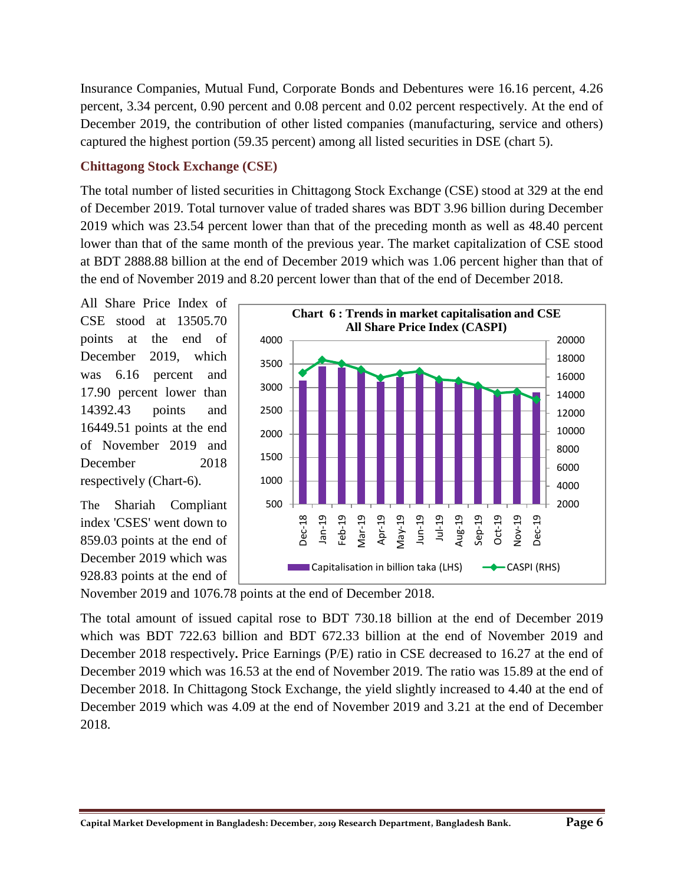Insurance Companies, Mutual Fund, Corporate Bonds and Debentures were 16.16 percent, 4.26 percent, 3.34 percent, 0.90 percent and 0.08 percent and 0.02 percent respectively. At the end of December 2019, the contribution of other listed companies (manufacturing, service and others) captured the highest portion (59.35 percent) among all listed securities in DSE (chart 5).

### Chittagong Stock Exchange (CSE)

The total number of listed securities in Chittagong Stock Exchange (CSE) stood at 329 at the end of December 2019. Total turnover value of traded shares was BDT 3.96 billion during December 2019 which was 23.54 percent lower than that of the preceding month as well as 48.40 percent lower than that of the same month of the previous year. The market capitalization of CSE stood at BDT 2888.88 billion at the end of December 2019 which was 1.06 percent higher than that of the end of November 2019 and 8.20 percent lower than that of the end of December 2018.

All Share Price Index of CSE stood at 13505.70 points at the end of December 2019, which was 6.16 percent and 17.90 percent lower than 14392.43 points and 16449.51 points at the end of November 2019 and December 2018 respectively (Chart-6).

**Chart 6 : Trends in market capitalisation and CSE All Share Price Index (CASPI)**

Legend: Capitalisation in billion taka (LHS); CASPI (RHS)

The Shariah Compliant index 'CSES' went down to 859.03 points at the end of December 2019 which was 928.83 points at the end of November 2019 and 1076.78 points at the end of December 2018.

The total amount of issued capital rose to BDT 730.18 billion at the end of December 2019 which was BDT 722.63 billion and BDT 672.33 billion at the end of November 2019 and December 2018 respectively**.** Price Earnings (P/E) ratio in CSE decreased to 16.27 at the end of December 2019 which was 16.53 at the end of November 2019. The ratio was 15.89 at the end of December 2018. In Chittagong Stock Exchange, the yield slightly increased to 4.40 at the end of December 2019 which was 4.09 at the end of November 2019 and 3.21 at the end of December 2018.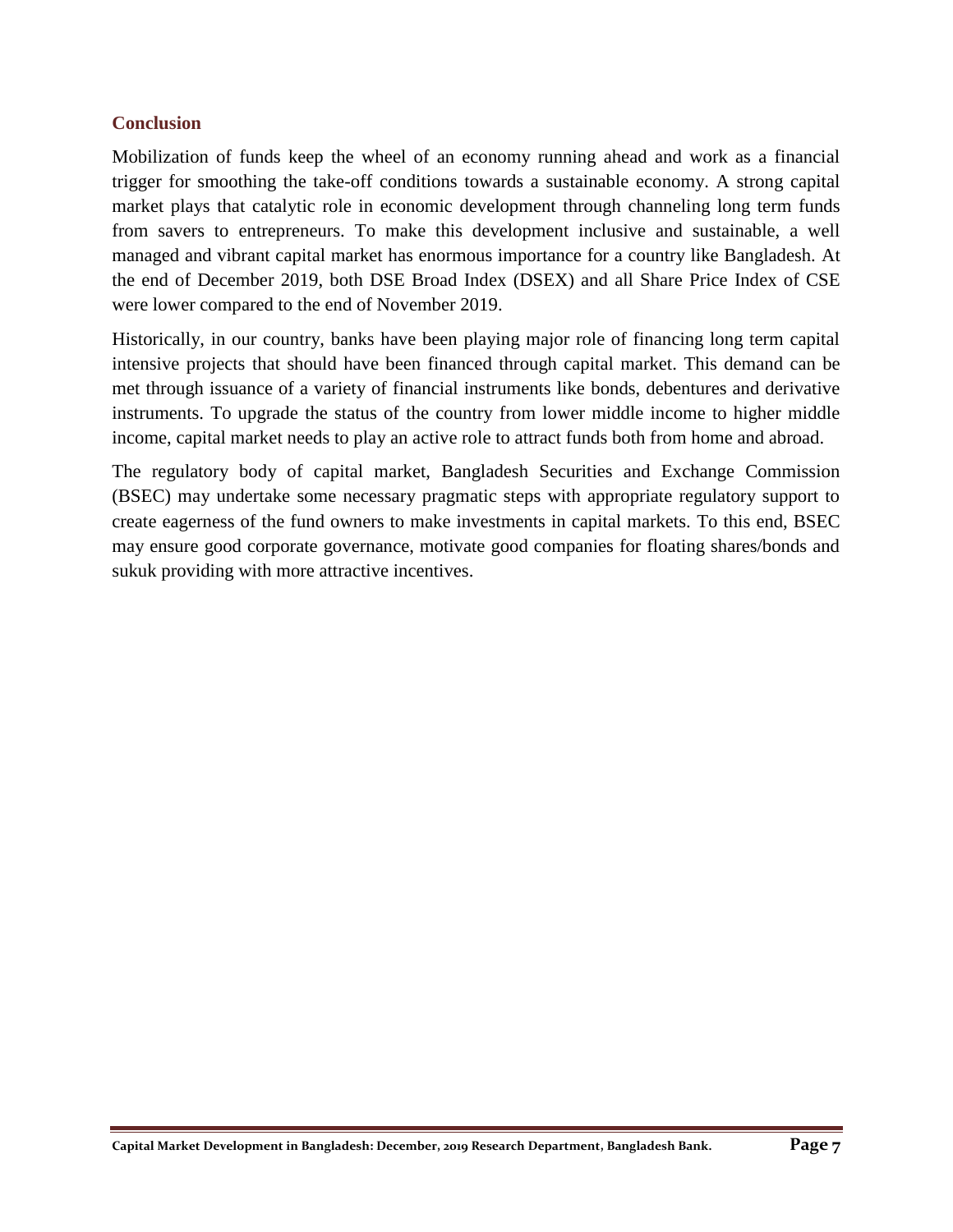## Conclusion

Mobilization of funds keep the wheel of an economy running ahead and work as a financial trigger for smoothing the take-off conditions towards a sustainable economy. A strong capital market plays that catalytic role in economic development through channeling long term funds from savers to entrepreneurs. To make this development inclusive and sustainable, a well managed and vibrant capital market has enormous importance for a country like Bangladesh. At the end of December 2019, both DSE Broad Index (DSEX) and all Share Price Index of CSE were lower compared to the end of November 2019.

Historically, in our country, banks have been playing major role of financing long term capital intensive projects that should have been financed through capital market. This demand can be met through issuance of a variety of financial instruments like bonds, debentures and derivative instruments. To upgrade the status of the country from lower middle income to higher middle income, capital market needs to play an active role to attract funds both from home and abroad.

The regulatory body of capital market, Bangladesh Securities and Exchange Commission (BSEC) may undertake some necessary pragmatic steps with appropriate regulatory support to create eagerness of the fund owners to make investments in capital markets. To this end, BSEC may ensure good corporate governance, motivate good companies for floating shares/bonds and sukuk providing with more attractive incentives.